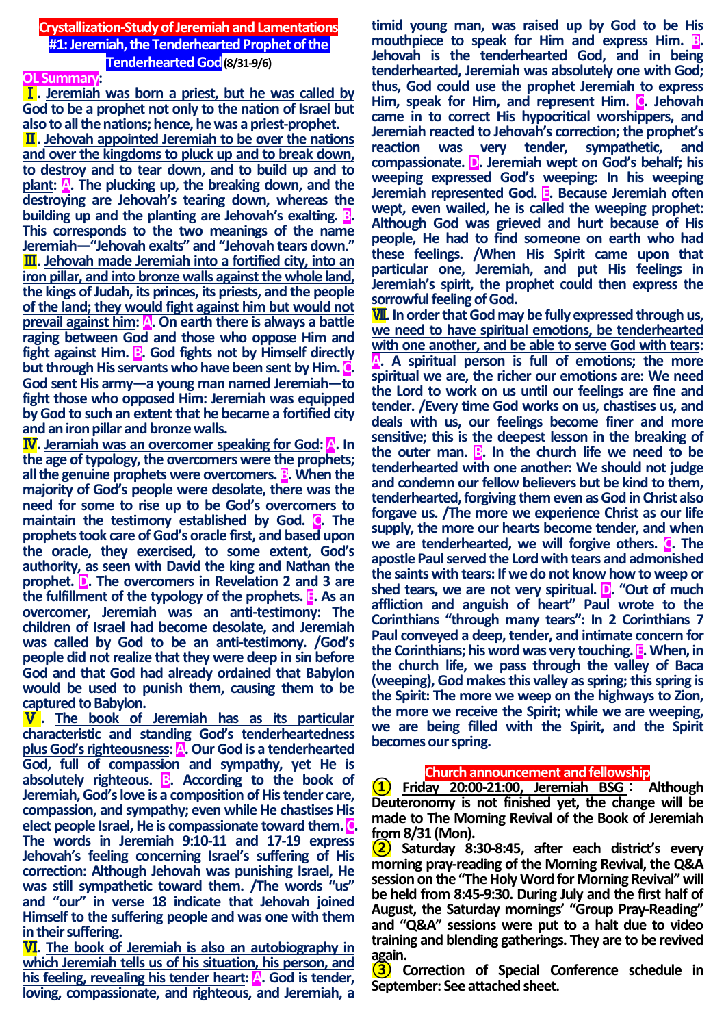# Crystallization-Study of Jeremiah and Lamentations
## #1: Jeremiah, the Tenderhearted Prophet of the Tenderhearted God (8/31-9/6)

**OL Summary**:

**Ⅰ. Jeremiah was born a priest, but he was called by God to be a prophet not only to the nation of Israel but also to all the nations; hence, he was a priest-prophet.**

**Ⅱ. Jehovah appointed Jeremiah to be over the nations and over the kingdoms to pluck up and to break down, to destroy and to tear down, and to build up and to plant: A. The plucking up, the breaking down, and the destroying are Jehovah's tearing down, whereas the building up and the planting are Jehovah's exalting. B. This corresponds to the two meanings of the name Jeremiah—"Jehovah exalts" and "Jehovah tears down."**

**Ⅲ. Jehovah made Jeremiah into a fortified city, into an iron pillar, and into bronze walls against the whole land, the kings of Judah, its princes, its priests, and the people of the land; they would fight against him but would not prevail against him: A. On earth there is always a battle raging between God and those who oppose Him and fight against Him. B. God fights not by Himself directly but through His servants who have been sent by Him. C. God sent His army—a young man named Jeremiah—to fight those who opposed Him: Jeremiah was equipped by God to such an extent that he became a fortified city and an iron pillar and bronze walls.**

**Ⅳ. Jeramiah was an overcomer speaking for God: A. In the age of typology, the overcomers were the prophets; all the genuine prophets were overcomers. B. When the majority of God's people were desolate, there was the need for some to rise up to be God's overcomers to maintain the testimony established by God. C. The prophets took care of God's oracle first, and based upon the oracle, they exercised, to some extent, God's authority, as seen with David the king and Nathan the prophet. D. The overcomers in Revelation 2 and 3 are the fulfillment of the typology of the prophets. E. As an overcomer, Jeremiah was an anti-testimony: The children of Israel had become desolate, and Jeremiah was called by God to be an anti-testimony. /God's people did not realize that they were deep in sin before God and that God had already ordained that Babylon would be used to punish them, causing them to be captured to Babylon.**

**Ⅴ. The book of Jeremiah has as its particular characteristic and standing God's tenderheartedness plus God's righteousness: A. Our God is a tenderhearted God, full of compassion and sympathy, yet He is absolutely righteous. B. According to the book of Jeremiah, God's love is a composition of His tender care, compassion, and sympathy; even while He chastises His elect people Israel, He is compassionate toward them. C. The words in Jeremiah 9:10-11 and 17-19 express Jehovah's feeling concerning Israel's suffering of His correction: Although Jehovah was punishing Israel, He was still sympathetic toward them. /The words "us" and "our" in verse 18 indicate that Jehovah joined Himself to the suffering people and was one with them in their suffering.**

**Ⅵ. The book of Jeremiah is also an autobiography in which Jeremiah tells us of his situation, his person, and his feeling, revealing his tender heart: A. God is tender, loving, compassionate, and righteous, and Jeremiah, a timid young man, was raised up by God to be His mouthpiece to speak for Him and express Him. B. Jehovah is the tenderhearted God, and in being tenderhearted, Jeremiah was absolutely one with God; thus, God could use the prophet Jeremiah to express Him, speak for Him, and represent Him. C. Jehovah came in to correct His hypocritical worshippers, and Jeremiah reacted to Jehovah's correction; the prophet's reaction was very tender, sympathetic, and compassionate. D. Jeremiah wept on God's behalf; his weeping expressed God's weeping: In his weeping Jeremiah represented God. E. Because Jeremiah often wept, even wailed, he is called the weeping prophet: Although God was grieved and hurt because of His people, He had to find someone on earth who had these feelings. /When His Spirit came upon that particular one, Jeremiah, and put His feelings in Jeremiah's spirit, the prophet could then express the sorrowful feeling of God.**

**Ⅶ. In order that God may be fully expressed through us, we need to have spiritual emotions, be tenderhearted with one another, and be able to serve God with tears: A. A spiritual person is full of emotions; the more spiritual we are, the richer our emotions are: We need the Lord to work on us until our feelings are fine and tender. /Every time God works on us, chastises us, and deals with us, our feelings become finer and more sensitive; this is the deepest lesson in the breaking of the outer man. B. In the church life we need to be tenderhearted with one another: We should not judge and condemn our fellow believers but be kind to them, tenderhearted, forgiving them even as God in Christ also forgave us. /The more we experience Christ as our life supply, the more our hearts become tender, and when we are tenderhearted, we will forgive others. C. The apostle Paul served the Lord with tears and admonished the saints with tears: If we do not know how to weep or shed tears, we are not very spiritual. D. "Out of much affliction and anguish of heart" Paul wrote to the Corinthians "through many tears": In 2 Corinthians 7 Paul conveyed a deep, tender, and intimate concern for the Corinthians; his word was very touching. E. When, in the church life, we pass through the valley of Baca (weeping), God makes this valley as spring; this spring is the Spirit: The more we weep on the highways to Zion, the more we receive the Spirit; while we are weeping, we are being filled with the Spirit, and the Spirit becomes our spring.**

## Church announcement and fellowship

**① Friday 20:00-21:00, Jeremiah BSG： Although Deuteronomy is not finished yet, the change will be made to The Morning Revival of the Book of Jeremiah from 8/31 (Mon).**

**② Saturday 8:30-8:45, after each district's every morning pray-reading of the Morning Revival, the Q&A session on the "The Holy Word for Morning Revival" will be held from 8:45-9:30. During July and the first half of August, the Saturday mornings' "Group Pray-Reading" and "Q&A" sessions were put to a halt due to video training and blending gatherings. They are to be revived again.**

**③ Correction of Special Conference schedule in September: See attached sheet.**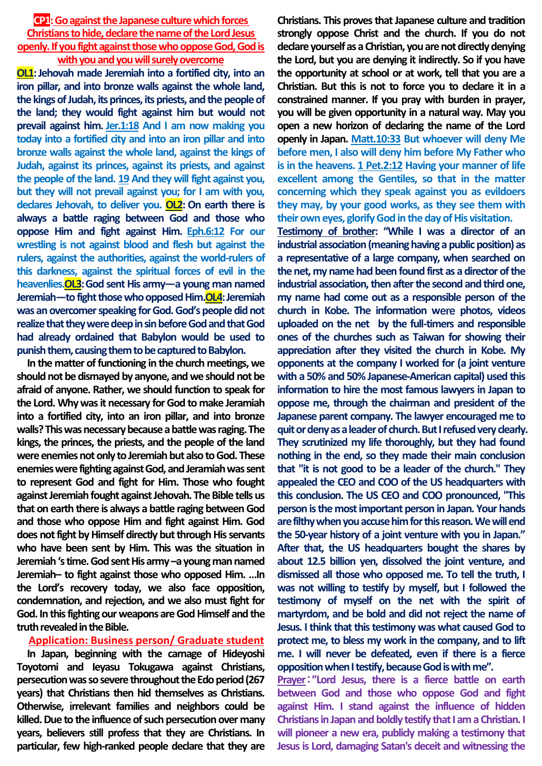**CP1: Go against the Japanese culture which forces Christians to hide, declare the name of the Lord Jesus openly. If you fight against those who oppose God, God is with you and you will surely overcome**

**OL1: Jehovah made Jeremiah into a fortified city, into an iron pillar, and into bronze walls against the whole land, the kings of Judah, its princes, its priests, and the people of the land; they would fight against him but would not prevail against him.** **Jer.1:18 And I am now making you today into a fortified city and into an iron pillar and into bronze walls against the whole land, against the kings of Judah, against its princes, against its priests, and against the people of the land. 19 And they will fight against you, but they will not prevail against you; for I am with you, declares Jehovah, to deliver you.** **OL2: On earth there is always a battle raging between God and those who oppose Him and fight against Him.** **Eph.6:12 For our wrestling is not against blood and flesh but against the rulers, against the authorities, against the world-rulers of this darkness, against the spiritual forces of evil in the heavenlies.** **OL3: God sent His army—a young man named Jeremiah—to fight those who opposed Him.** **OL4: Jeremiah was an overcomer speaking for God. God's people did not realize that they were deep in sin before God and that God had already ordained that Babylon would be used to punish them, causing them to be captured to Babylon.**

**In the matter of functioning in the church meetings, we should not be dismayed by anyone, and we should not be afraid of anyone. Rather, we should function to speak for the Lord. Why was it necessary for God to make Jeramiah into a fortified city, into an iron pillar, and into bronze walls? This was necessary because a battle was raging. The kings, the princes, the priests, and the people of the land were enemies not only to Jeremiah but also to God. These enemies were fighting against God, and Jeramiah was sent to represent God and fight for Him. Those who fought against Jeremiah fought against Jehovah. The Bible tells us that on earth there is always a battle raging between God and those who oppose Him and fight against Him. God does not fight by Himself directly but through His servants who have been sent by Him. This was the situation in Jeremiah 's time. God sent His army –a young man named Jeremiah– to fight against those who opposed Him. …In the Lord's recovery today, we also face opposition, condemnation, and rejection, and we also must fight for God. In this fighting our weapons are God Himself and the truth revealed in the Bible.**

**Application: Business person/ Graduate student**

**In Japan, beginning with the carnage of Hideyoshi Toyotomi and Ieyasu Tokugawa against Christians, persecution was so severe throughout the Edo period (267 years) that Christians then hid themselves as Christians. Otherwise, irrelevant families and neighbors could be killed. Due to the influence of such persecution over many years, believers still profess that they are Christians. In particular, few high-ranked people declare that they are Christians. This proves that Japanese culture and tradition strongly oppose Christ and the church. If you do not declare yourself as a Christian, you are not directly denying the Lord, but you are denying it indirectly. So if you have the opportunity at school or at work, tell that you are a Christian. But this is not to force you to declare it in a constrained manner. If you pray with burden in prayer, you will be given opportunity in a natural way. May you open a new horizon of declaring the name of the Lord openly in Japan.** **Matt.10:33 But whoever will deny Me before men, I also will deny him before My Father who is in the heavens. 1 Pet.2:12 Having your manner of life excellent among the Gentiles, so that in the matter concerning which they speak against you as evildoers they may, by your good works, as they see them with their own eyes, glorify God in the day of His visitation.**

**Testimony of brother: "While I was a director of an industrial association (meaning having a public position) as a representative of a large company, when searched on the net, my name had been found first as a director of the industrial association, then after the second and third one, my name had come out as a responsible person of the church in Kobe. The information were photos, videos uploaded on the net by the full-timers and responsible ones of the churches such as Taiwan for showing their appreciation after they visited the church in Kobe. My opponents at the company I worked for (a joint venture with a 50% and 50% Japanese-American capital) used this information to hire the most famous lawyers in Japan to oppose me, through the chairman and president of the Japanese parent company. The lawyer encouraged me to quit or deny as a leader of church. But I refused very clearly. They scrutinized my life thoroughly, but they had found nothing in the end, so they made their main conclusion that "it is not good to be a leader of the church." They appealed the CEO and COO of the US headquarters with this conclusion. The US CEO and COO pronounced, "This person is the most important person in Japan. Your hands are filthy when you accuse him for this reason. We will end the 50-year history of a joint venture with you in Japan." After that, the US headquarters bought the shares by about 12.5 billion yen, dissolved the joint venture, and dismissed all those who opposed me. To tell the truth, I was not willing to testify by myself, but I followed the testimony of myself on the net with the spirit of martyrdom, and be bold and did not reject the name of Jesus. I think that this testimony was what caused God to protect me, to bless my work in the company, and to lift me. I will never be defeated, even if there is a fierce opposition when I testify, because God is with me".**

**Prayer: "Lord Jesus, there is a fierce battle on earth between God and those who oppose God and fight against Him. I stand against the influence of hidden Christians in Japan and boldly testify that I am a Christian. I will pioneer a new era, publicly making a testimony that Jesus is Lord, damaging Satan's deceit and witnessing the**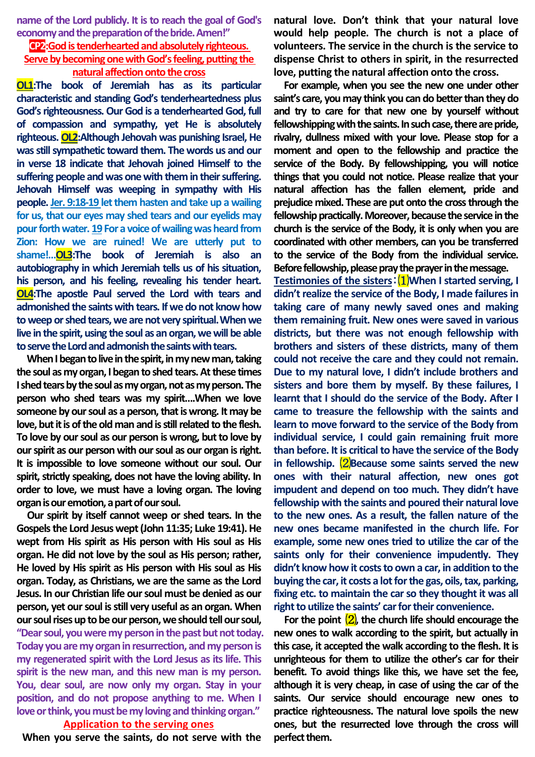**name of the Lord publicly. It is to reach the goal of God's economy and the preparation of the bride. Amen!"**

## CP2:God is tenderhearted and absolutely righteous. Serve by becoming one with God's feeling, putting the natural affection onto the cross

**OL1:The book of Jeremiah has as its particular characteristic and standing God's tenderheartedness plus God's righteousness. Our God is a tenderhearted God, full of compassion and sympathy, yet He is absolutely righteous. OL2:Although Jehovah was punishing Israel, He was still sympathetic toward them. The words us and our in verse 18 indicate that Jehovah joined Himself to the suffering people and was one with them in their suffering. Jehovah Himself was weeping in sympathy with His people. Jer. 9:18-19 let them hasten and take up a wailing for us, that our eyes may shed tears and our eyelids may pour forth water. 19 For a voice of wailing was heard from Zion: How we are ruined! We are utterly put to shame!...OL3:The book of Jeremiah is also an autobiography in which Jeremiah tells us of his situation, his person, and his feeling, revealing his tender heart. OL4:The apostle Paul served the Lord with tears and admonished the saints with tears. If we do not know how to weep or shed tears, we are not very spiritual. When we live in the spirit, using the soul as an organ, we will be able to serve the Lord and admonish the saints with tears.**

**When I began to live in the spirit, in my new man, taking the soul as my organ, I began to shed tears. At these times I shed tears by the soul as my organ, not as my person. The person who shed tears was my spirit....When we love someone by our soul as a person, that is wrong. It may be love, but it is of the old man and is still related to the flesh. To love by our soul as our person is wrong, but to love by our spirit as our person with our soul as our organ is right. It is impossible to love someone without our soul. Our spirit, strictly speaking, does not have the loving ability. In order to love, we must have a loving organ. The loving organ is our emotion, a part of our soul.**

**Our spirit by itself cannot weep or shed tears. In the Gospels the Lord Jesus wept (John 11:35; Luke 19:41). He wept from His spirit as His person with His soul as His organ. He did not love by the soul as His person; rather, He loved by His spirit as His person with His soul as His organ. Today, as Christians, we are the same as the Lord Jesus. In our Christian life our soul must be denied as our person, yet our soul is still very useful as an organ. When our soul rises up to be our person, we should tell our soul, "Dear soul, you were my person in the past but not today. Today you are my organ in resurrection, and my person is my regenerated spirit with the Lord Jesus as its life. This spirit is the new man, and this new man is my person. You, dear soul, are now only my organ. Stay in your position, and do not propose anything to me. When I love or think, you must be my loving and thinking organ."**

## Application to the serving ones

**When you serve the saints, do not serve with the natural love. Don't think that your natural love would help people. The church is not a place of volunteers. The service in the church is the service to dispense Christ to others in spirit, in the resurrected love, putting the natural affection onto the cross.**

**For example, when you see the new one under other saint's care, you may think you can do better than they do and try to care for that new one by yourself without fellowshipping with the saints. In such case, there are pride, rivalry, dullness mixed with your love. Please stop for a moment and open to the fellowship and practice the service of the Body. By fellowshipping, you will notice things that you could not notice. Please realize that your natural affection has the fallen element, pride and prejudice mixed. These are put onto the cross through the fellowship practically. Moreover, because the service in the church is the service of the Body, it is only when you are coordinated with other members, can you be transferred to the service of the Body from the individual service. Before fellowship, please pray the prayer in the message.**

**Testimonies of the sisters:(1)When I started serving, I didn't realize the service of the Body, I made failures in taking care of many newly saved ones and making them remaining fruit. New ones were saved in various districts, but there was not enough fellowship with brothers and sisters of these districts, many of them could not receive the care and they could not remain. Due to my natural love, I didn't include brothers and sisters and bore them by myself. By these failures, I learnt that I should do the service of the Body. After I came to treasure the fellowship with the saints and learn to move forward to the service of the Body from individual service, I could gain remaining fruit more than before. It is critical to have the service of the Body in fellowship. (2)Because some saints served the new ones with their natural affection, new ones got impudent and depend on too much. They didn't have fellowship with the saints and poured their natural love to the new ones. As a result, the fallen nature of the new ones became manifested in the church life. For example, some new ones tried to utilize the car of the saints only for their convenience impudently. They didn't know how it costs to own a car, in addition to the buying the car, it costs a lot for the gas, oils, tax, parking, fixing etc. to maintain the car so they thought it was all right to utilize the saints' car for their convenience.**

**For the point (2), the church life should encourage the new ones to walk according to the spirit, but actually in this case, it accepted the walk according to the flesh. It is unrighteous for them to utilize the other's car for their benefit. To avoid things like this, we have set the fee, although it is very cheap, in case of using the car of the saints. Our service should encourage new ones to practice righteousness. The natural love spoils the new ones, but the resurrected love through the cross will perfect them.**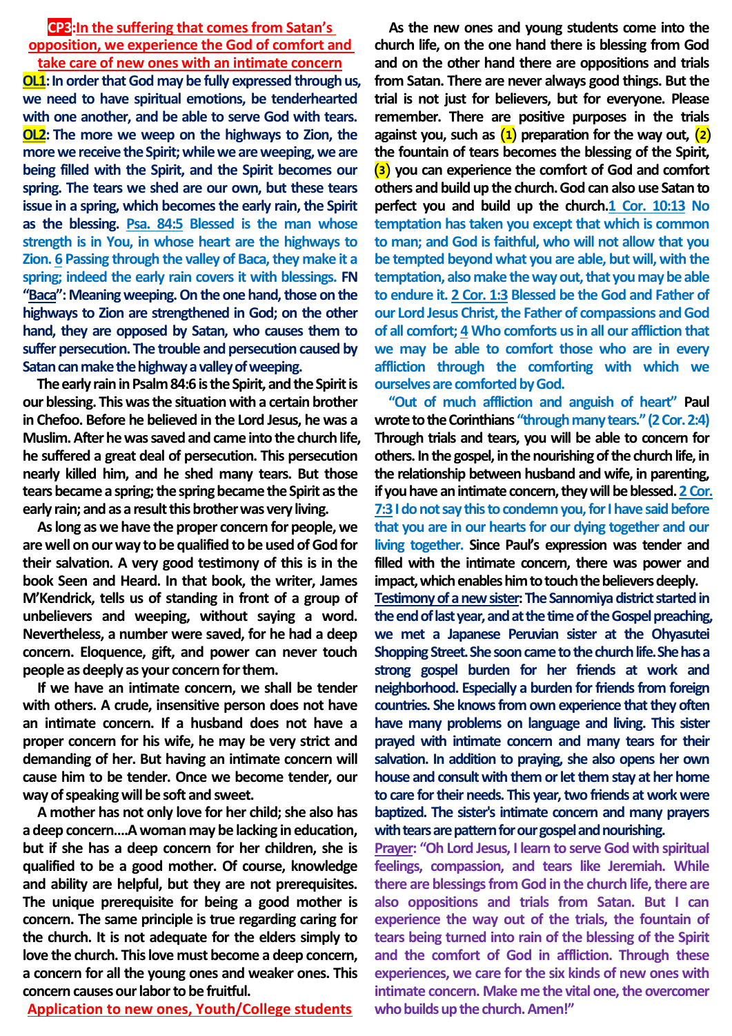## CP3: In the suffering that comes from Satan's opposition, we experience the God of comfort and take care of new ones with an intimate concern

**OL1: In order that God may be fully expressed through us, we need to have spiritual emotions, be tenderhearted with one another, and be able to serve God with tears.**

**OL2: The more we weep on the highways to Zion, the more we receive the Spirit; while we are weeping, we are being filled with the Spirit, and the Spirit becomes our spring. The tears we shed are our own, but these tears issue in a spring, which becomes the early rain, the Spirit as the blessing.** **Psa. 84:5 Blessed is the man whose strength is in You, in whose heart are the highways to Zion. 6 Passing through the valley of Baca, they make it a spring; indeed the early rain covers it with blessings.** **FN "Baca": Meaning weeping. On the one hand, those on the highways to Zion are strengthened in God; on the other hand, they are opposed by Satan, who causes them to suffer persecution. The trouble and persecution caused by Satan can make the highway a valley of weeping.**

**The early rain in Psalm 84:6 is the Spirit, and the Spirit is our blessing. This was the situation with a certain brother in Chefoo. Before he believed in the Lord Jesus, he was a Muslim. After he was saved and came into the church life, he suffered a great deal of persecution. This persecution nearly killed him, and he shed many tears. But those tears became a spring; the spring became the Spirit as the early rain; and as a result this brother was very living.**

**As long as we have the proper concern for people, we are well on our way to be qualified to be used of God for their salvation. A very good testimony of this is in the book Seen and Heard. In that book, the writer, James M'Kendrick, tells us of standing in front of a group of unbelievers and weeping, without saying a word. Nevertheless, a number were saved, for he had a deep concern. Eloquence, gift, and power can never touch people as deeply as your concern for them.**

**If we have an intimate concern, we shall be tender with others. A crude, insensitive person does not have an intimate concern. If a husband does not have a proper concern for his wife, he may be very strict and demanding of her. But having an intimate concern will cause him to be tender. Once we become tender, our way of speaking will be soft and sweet.**

**A mother has not only love for her child; she also has a deep concern....A woman may be lacking in education, but if she has a deep concern for her children, she is qualified to be a good mother. Of course, knowledge and ability are helpful, but they are not prerequisites. The unique prerequisite for being a good mother is concern. The same principle is true regarding caring for the church. It is not adequate for the elders simply to love the church. This love must become a deep concern, a concern for all the young ones and weaker ones. This concern causes our labor to be fruitful.**

### Application to new ones, Youth/College students

**As the new ones and young students come into the church life, on the one hand there is blessing from God and on the other hand there are oppositions and trials from Satan. There are never always good things. But the trial is not just for believers, but for everyone. Please remember. There are positive purposes in the trials against you, such as (1) preparation for the way out, (2) the fountain of tears becomes the blessing of the Spirit, (3) you can experience the comfort of God and comfort others and build up the church. God can also use Satan to perfect you and build up the church.** **1 Cor. 10:13 No temptation has taken you except that which is common to man; and God is faithful, who will not allow that you be tempted beyond what you are able, but will, with the temptation, also make the way out, that you may be able to endure it. 2 Cor. 1:3 Blessed be the God and Father of our Lord Jesus Christ, the Father of compassions and God of all comfort; 4 Who comforts us in all our affliction that we may be able to comfort those who are in every affliction through the comforting with which we ourselves are comforted by God.**

**"Out of much affliction and anguish of heart" Paul wrote to the Corinthians "through many tears." (2 Cor. 2:4) Through trials and tears, you will be able to concern for others. In the gospel, in the nourishing of the church life, in the relationship between husband and wife, in parenting, if you have an intimate concern, they will be blessed.** **2 Cor. 7:3 I do not say this to condemn you, for I have said before that you are in our hearts for our dying together and our living together.** **Since Paul's expression was tender and filled with the intimate concern, there was power and impact, which enables him to touch the believers deeply.**

**Testimony of a new sister: The Sannomiya district started in the end of last year, and at the time of the Gospel preaching, we met a Japanese Peruvian sister at the Ohyasutei Shopping Street. She soon came to the church life. She has a strong gospel burden for her friends at work and neighborhood. Especially a burden for friends from foreign countries. She knows from own experience that they often have many problems on language and living. This sister prayed with intimate concern and many tears for their salvation. In addition to praying, she also opens her own house and consult with them or let them stay at her home to care for their needs. This year, two friends at work were baptized. The sister's intimate concern and many prayers with tears are pattern for our gospel and nourishing.**

**Prayer: "Oh Lord Jesus, I learn to serve God with spiritual feelings, compassion, and tears like Jeremiah. While there are blessings from God in the church life, there are also oppositions and trials from Satan. But I can experience the way out of the trials, the fountain of tears being turned into rain of the blessing of the Spirit and the comfort of God in affliction. Through these experiences, we care for the six kinds of new ones with intimate concern. Make me the vital one, the overcomer who builds up the church. Amen!"**